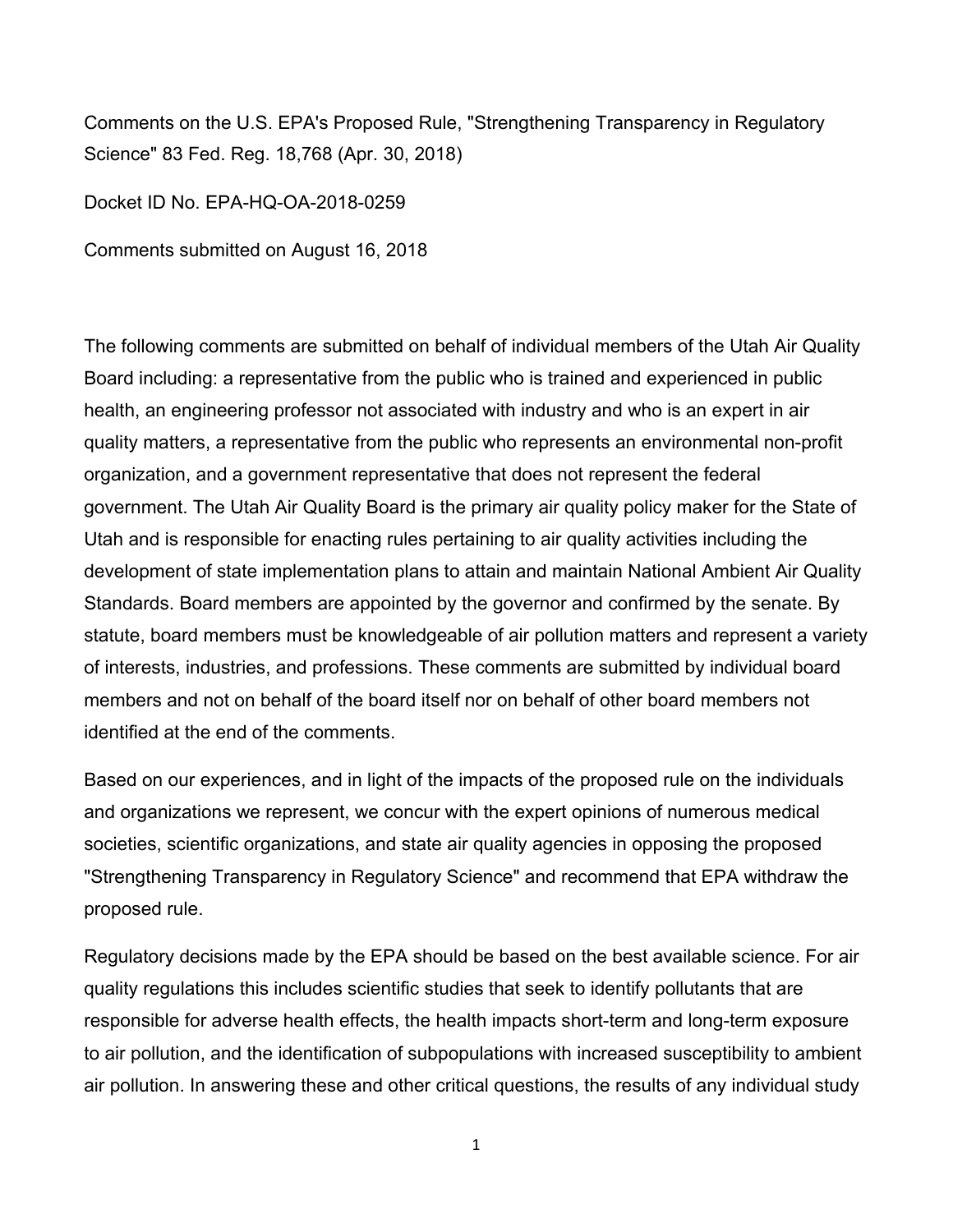Comments on the U.S. EPA's Proposed Rule, "Strengthening Transparency in Regulatory Science" 83 Fed. Reg. 18,768 (Apr. 30, 2018)

Docket ID No. EPA-HQ-OA-2018-0259

Comments submitted on August 16, 2018

The following comments are submitted on behalf of individual members of the Utah Air Quality Board including: a representative from the public who is trained and experienced in public health, an engineering professor not associated with industry and who is an expert in air quality matters, a representative from the public who represents an environmental non-profit organization, and a government representative that does not represent the federal government. The Utah Air Quality Board is the primary air quality policy maker for the State of Utah and is responsible for enacting rules pertaining to air quality activities including the development of state implementation plans to attain and maintain National Ambient Air Quality Standards. Board members are appointed by the governor and confirmed by the senate. By statute, board members must be knowledgeable of air pollution matters and represent a variety of interests, industries, and professions. These comments are submitted by individual board members and not on behalf of the board itself nor on behalf of other board members not identified at the end of the comments.

Based on our experiences, and in light of the impacts of the proposed rule on the individuals and organizations we represent, we concur with the expert opinions of numerous medical societies, scientific organizations, and state air quality agencies in opposing the proposed "Strengthening Transparency in Regulatory Science" and recommend that EPA withdraw the proposed rule.

Regulatory decisions made by the EPA should be based on the best available science. For air quality regulations this includes scientific studies that seek to identify pollutants that are responsible for adverse health effects, the health impacts short-term and long-term exposure to air pollution, and the identification of subpopulations with increased susceptibility to ambient air pollution. In answering these and other critical questions, the results of any individual study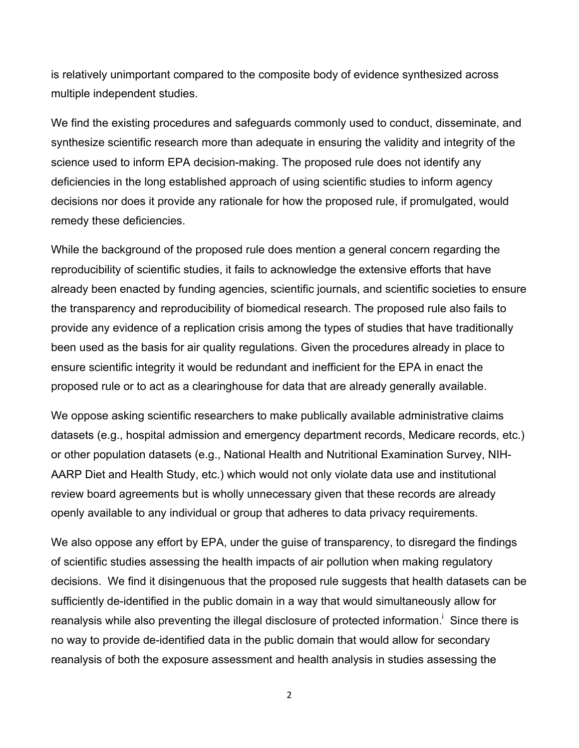is relatively unimportant compared to the composite body of evidence synthesized across multiple independent studies.

We find the existing procedures and safeguards commonly used to conduct, disseminate, and synthesize scientific research more than adequate in ensuring the validity and integrity of the science used to inform EPA decision-making. The proposed rule does not identify any deficiencies in the long established approach of using scientific studies to inform agency decisions nor does it provide any rationale for how the proposed rule, if promulgated, would remedy these deficiencies.

While the background of the proposed rule does mention a general concern regarding the reproducibility of scientific studies, it fails to acknowledge the extensive efforts that have already been enacted by funding agencies, scientific journals, and scientific societies to ensure the transparency and reproducibility of biomedical research. The proposed rule also fails to provide any evidence of a replication crisis among the types of studies that have traditionally been used as the basis for air quality regulations. Given the procedures already in place to ensure scientific integrity it would be redundant and inefficient for the EPA in enact the proposed rule or to act as a clearinghouse for data that are already generally available.

We oppose asking scientific researchers to make publically available administrative claims datasets (e.g., hospital admission and emergency department records, Medicare records, etc.) or other population datasets (e.g., National Health and Nutritional Examination Survey, NIH-AARP Diet and Health Study, etc.) which would not only violate data use and institutional review board agreements but is wholly unnecessary given that these records are already openly available to any individual or group that adheres to data privacy requirements.

We also oppose any effort by EPA, under the guise of transparency, to disregard the findings of scientific studies assessing the health impacts of air pollution when making regulatory decisions. We find it disingenuous that the proposed rule suggests that health datasets can be sufficiently de-identified in the public domain in a way that would simultaneously allow for reanalysis while also preventing the illegal disclosure of protected information.[i] Since there is no way to provide de-identified data in the public domain that would allow for secondary reanalysis of both the exposure assessment and health analysis in studies assessing the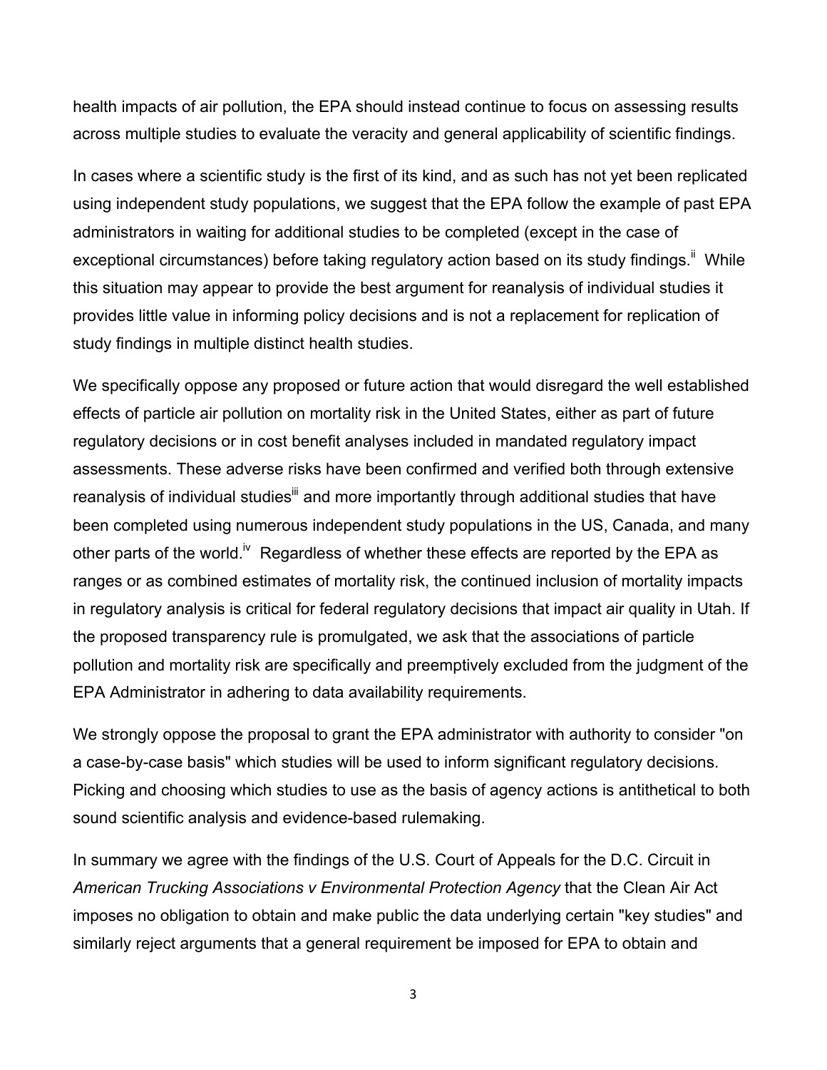health impacts of air pollution, the EPA should instead continue to focus on assessing results across multiple studies to evaluate the veracity and general applicability of scientific findings.

In cases where a scientific study is the first of its kind, and as such has not yet been replicated using independent study populations, we suggest that the EPA follow the example of past EPA administrators in waiting for additional studies to be completed (except in the case of exceptional circumstances) before taking regulatory action based on its study findings.[ii] While this situation may appear to provide the best argument for reanalysis of individual studies it provides little value in informing policy decisions and is not a replacement for replication of study findings in multiple distinct health studies.

We specifically oppose any proposed or future action that would disregard the well established effects of particle air pollution on mortality risk in the United States, either as part of future regulatory decisions or in cost benefit analyses included in mandated regulatory impact assessments. These adverse risks have been confirmed and verified both through extensive reanalysis of individual studies[iii] and more importantly through additional studies that have been completed using numerous independent study populations in the US, Canada, and many other parts of the world.[iv] Regardless of whether these effects are reported by the EPA as ranges or as combined estimates of mortality risk, the continued inclusion of mortality impacts in regulatory analysis is critical for federal regulatory decisions that impact air quality in Utah. If the proposed transparency rule is promulgated, we ask that the associations of particle pollution and mortality risk are specifically and preemptively excluded from the judgment of the EPA Administrator in adhering to data availability requirements.

We strongly oppose the proposal to grant the EPA administrator with authority to consider "on a case-by-case basis" which studies will be used to inform significant regulatory decisions. Picking and choosing which studies to use as the basis of agency actions is antithetical to both sound scientific analysis and evidence-based rulemaking.

In summary we agree with the findings of the U.S. Court of Appeals for the D.C. Circuit in *American Trucking Associations v Environmental Protection Agency* that the Clean Air Act imposes no obligation to obtain and make public the data underlying certain "key studies" and similarly reject arguments that a general requirement be imposed for EPA to obtain and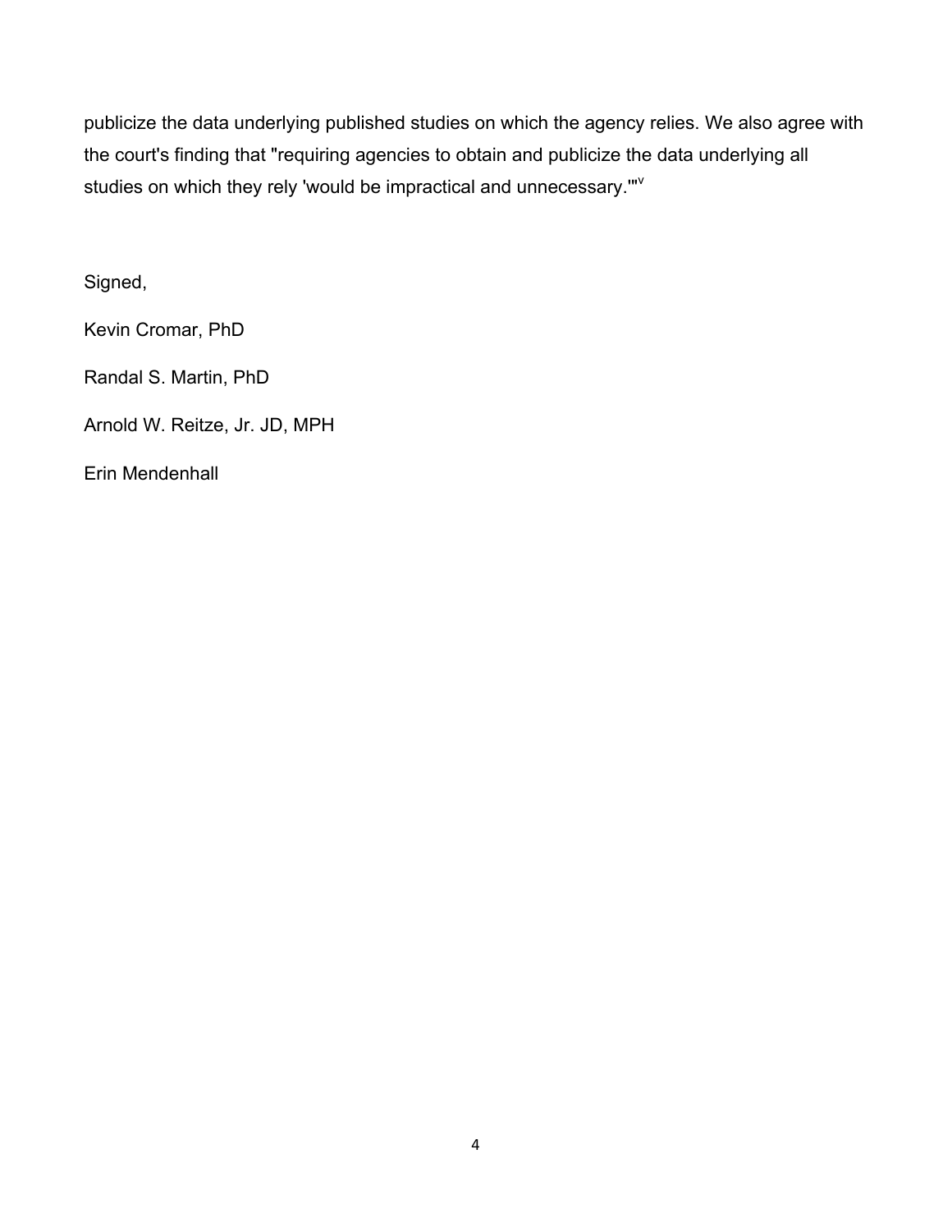publicize the data underlying published studies on which the agency relies. We also agree with the court's finding that "requiring agencies to obtain and publicize the data underlying all studies on which they rely 'would be impractical and unnecessary.'"[v]

Signed,

Kevin Cromar, PhD

Randal S. Martin, PhD

Arnold W. Reitze, Jr. JD, MPH

Erin Mendenhall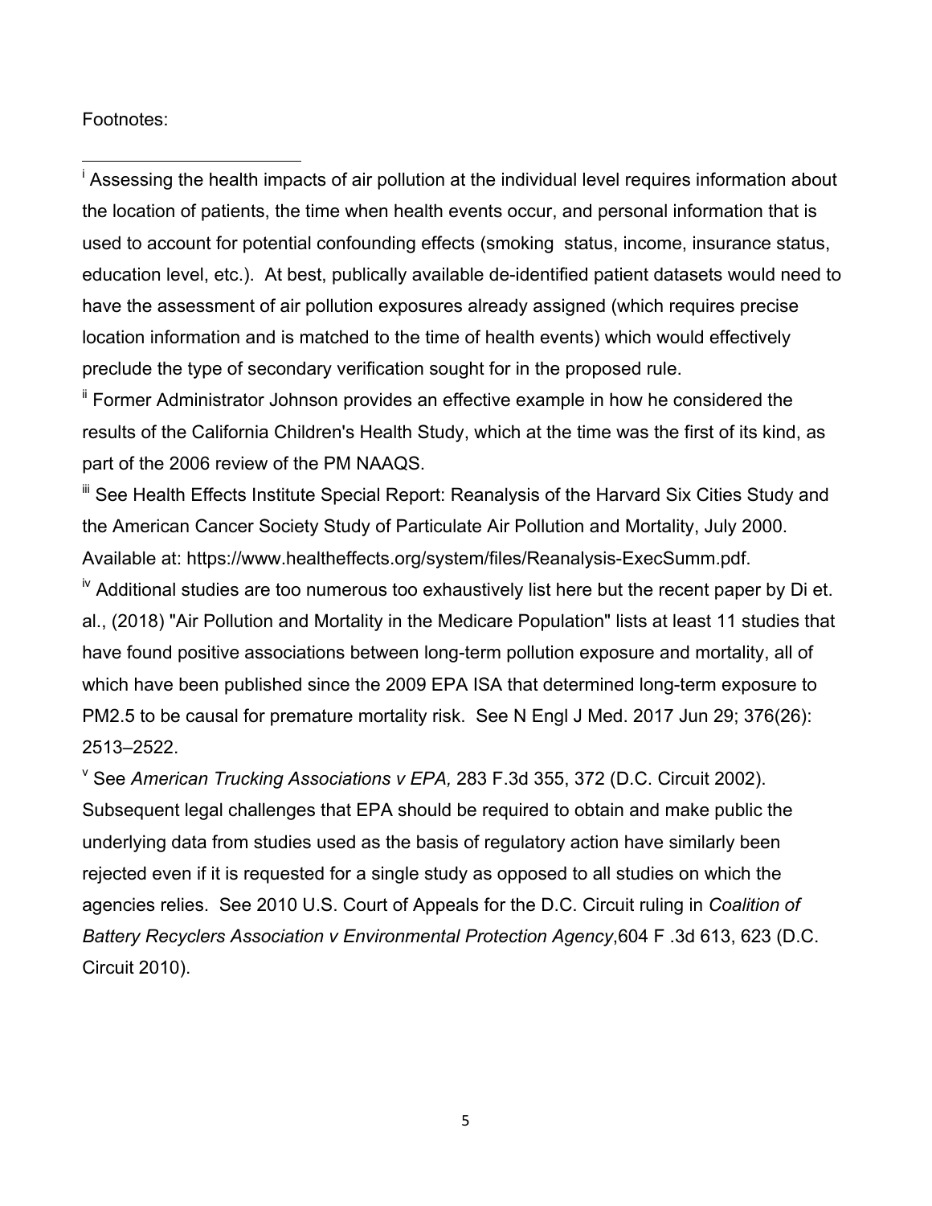Footnotes:

---

[i] Assessing the health impacts of air pollution at the individual level requires information about the location of patients, the time when health events occur, and personal information that is used to account for potential confounding effects (smoking  status, income, insurance status, education level, etc.).  At best, publically available de-identified patient datasets would need to have the assessment of air pollution exposures already assigned (which requires precise location information and is matched to the time of health events) which would effectively preclude the type of secondary verification sought for in the proposed rule.

[ii] Former Administrator Johnson provides an effective example in how he considered the results of the California Children's Health Study, which at the time was the first of its kind, as part of the 2006 review of the PM NAAQS.

[iii] See Health Effects Institute Special Report: Reanalysis of the Harvard Six Cities Study and the American Cancer Society Study of Particulate Air Pollution and Mortality, July 2000. Available at: https://www.healtheffects.org/system/files/Reanalysis-ExecSumm.pdf.

[iv] Additional studies are too numerous too exhaustively list here but the recent paper by Di et. al., (2018) "Air Pollution and Mortality in the Medicare Population" lists at least 11 studies that have found positive associations between long-term pollution exposure and mortality, all of which have been published since the 2009 EPA ISA that determined long-term exposure to PM2.5 to be causal for premature mortality risk.  See N Engl J Med. 2017 Jun 29; 376(26): 2513–2522.

[v] See *American Trucking Associations v EPA,* 283 F.3d 355, 372 (D.C. Circuit 2002). Subsequent legal challenges that EPA should be required to obtain and make public the underlying data from studies used as the basis of regulatory action have similarly been rejected even if it is requested for a single study as opposed to all studies on which the agencies relies.  See 2010 U.S. Court of Appeals for the D.C. Circuit ruling in *Coalition of Battery Recyclers Association v Environmental Protection Agency*,604 F .3d 613, 623 (D.C. Circuit 2010).